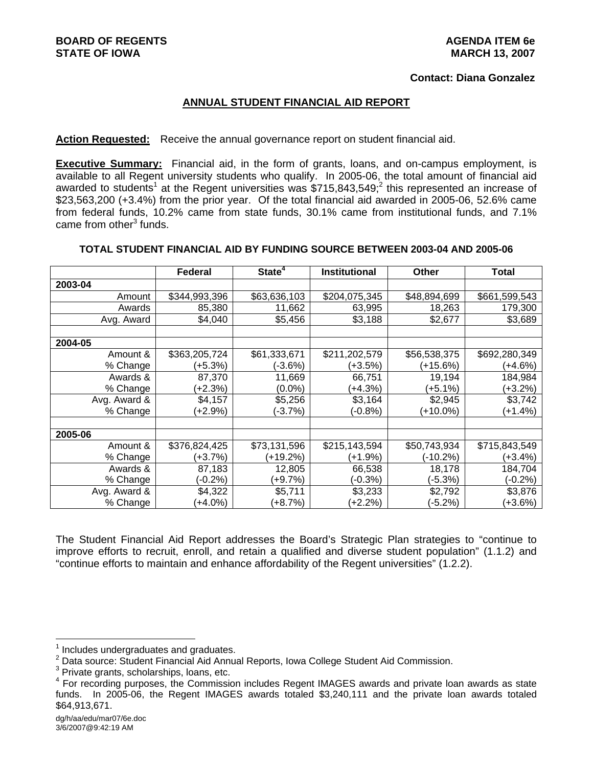**BOARD OF REGENTS**
**STATE OF IOWA**

**AGENDA ITEM 6e**
**MARCH 13, 2007**

**Contact: Diana Gonzalez**

## ANNUAL STUDENT FINANCIAL AID REPORT

**Action Requested:** Receive the annual governance report on student financial aid.

**Executive Summary:** Financial aid, in the form of grants, loans, and on-campus employment, is available to all Regent university students who qualify. In 2005-06, the total amount of financial aid awarded to students[1] at the Regent universities was $715,843,549;[2] this represented an increase of $23,563,200 (+3.4%) from the prior year. Of the total financial aid awarded in 2005-06, 52.6% came from federal funds, 10.2% came from state funds, 30.1% came from institutional funds, and 7.1% came from other[3] funds.

**TOTAL STUDENT FINANCIAL AID BY FUNDING SOURCE BETWEEN 2003-04 AND 2005-06**

| | Federal | State[4] | Institutional | Other | Total |
|---|---|---|---|---|---|
| **2003-04** | | | | | |
| Amount | $344,993,396 | $63,636,103 | $204,075,345 | $48,894,699 | $661,599,543 |
| Awards | 85,380 | 11,662 | 63,995 | 18,263 | 179,300 |
| Avg. Award | $4,040 | $5,456 | $3,188 | $2,677 | $3,689 |
| | | | | | |
| **2004-05** | | | | | |
| Amount & % Change | $363,205,724 (+5.3%) | $61,333,671 (-3.6%) | $211,202,579 (+3.5%) | $56,538,375 (+15.6%) | $692,280,349 (+4.6%) |
| Awards & % Change | 87,370 (+2.3%) | 11,669 (0.0%) | 66,751 (+4.3%) | 19,194 (+5.1%) | 184,984 (+3.2%) |
| Avg. Award & % Change | $4,157 (+2.9%) | $5,256 (-3.7%) | $3,164 (-0.8%) | $2,945 (+10.0%) | $3,742 (+1.4%) |
| | | | | | |
| **2005-06** | | | | | |
| Amount & % Change | $376,824,425 (+3.7%) | $73,131,596 (+19.2%) | $215,143,594 (+1.9%) | $50,743,934 (-10.2%) | $715,843,549 (+3.4%) |
| Awards & % Change | 87,183 (-0.2%) | 12,805 (+9.7%) | 66,538 (-0.3%) | 18,178 (-5.3%) | 184,704 (-0.2%) |
| Avg. Award & % Change | $4,322 (+4.0%) | $5,711 (+8.7%) | $3,233 (+2.2%) | $2,792 (-5.2%) | $3,876 (+3.6%) |

The Student Financial Aid Report addresses the Board's Strategic Plan strategies to "continue to improve efforts to recruit, enroll, and retain a qualified and diverse student population" (1.1.2) and "continue efforts to maintain and enhance affordability of the Regent universities" (1.2.2).

---

[1] Includes undergraduates and graduates.

[2] Data source: Student Financial Aid Annual Reports, Iowa College Student Aid Commission.

[3] Private grants, scholarships, loans, etc.

[4] For recording purposes, the Commission includes Regent IMAGES awards and private loan awards as state funds. In 2005-06, the Regent IMAGES awards totaled $3,240,111 and the private loan awards totaled $64,913,671.

dg/h/aa/edu/mar07/6e.doc
3/6/2007@9:42:19 AM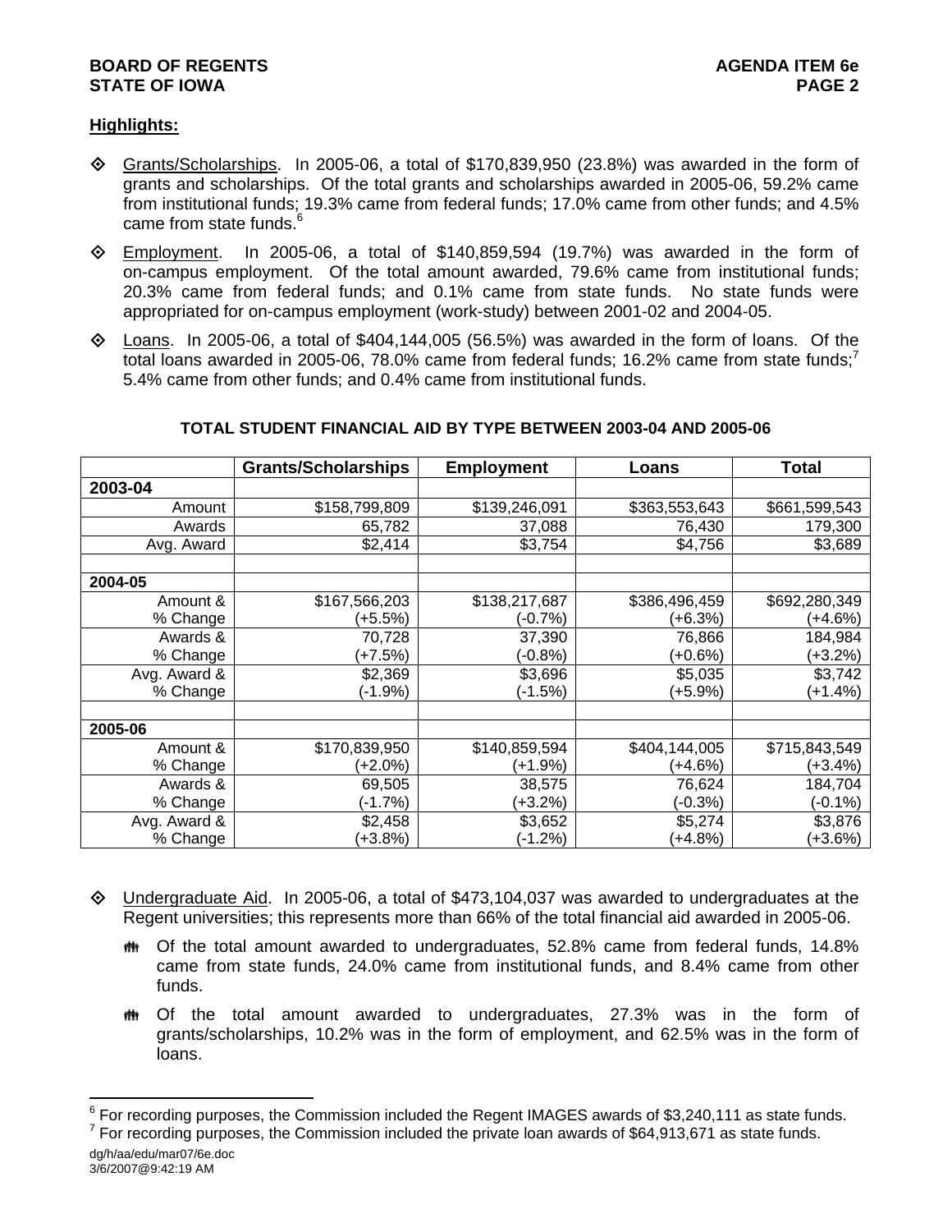**Highlights:**

- Grants/Scholarships. In 2005-06, a total of \$170,839,950 (23.8%) was awarded in the form of grants and scholarships. Of the total grants and scholarships awarded in 2005-06, 59.2% came from institutional funds; 19.3% came from federal funds; 17.0% came from other funds; and 4.5% came from state funds.[6]

- Employment. In 2005-06, a total of \$140,859,594 (19.7%) was awarded in the form of on-campus employment. Of the total amount awarded, 79.6% came from institutional funds; 20.3% came from federal funds; and 0.1% came from state funds. No state funds were appropriated for on-campus employment (work-study) between 2001-02 and 2004-05.

- Loans. In 2005-06, a total of \$404,144,005 (56.5%) was awarded in the form of loans. Of the total loans awarded in 2005-06, 78.0% came from federal funds; 16.2% came from state funds;[7] 5.4% came from other funds; and 0.4% came from institutional funds.

**TOTAL STUDENT FINANCIAL AID BY TYPE BETWEEN 2003-04 AND 2005-06**

| | Grants/Scholarships | Employment | Loans | Total |
|---|---|---|---|---|
| **2003-04** | | | | |
| Amount | \$158,799,809 | \$139,246,091 | \$363,553,643 | \$661,599,543 |
| Awards | 65,782 | 37,088 | 76,430 | 179,300 |
| Avg. Award | \$2,414 | \$3,754 | \$4,756 | \$3,689 |
| | | | | |
| **2004-05** | | | | |
| Amount & % Change | \$167,566,203 (+5.5%) | \$138,217,687 (-0.7%) | \$386,496,459 (+6.3%) | \$692,280,349 (+4.6%) |
| Awards & % Change | 70,728 (+7.5%) | 37,390 (-0.8%) | 76,866 (+0.6%) | 184,984 (+3.2%) |
| Avg. Award & % Change | \$2,369 (-1.9%) | \$3,696 (-1.5%) | \$5,035 (+5.9%) | \$3,742 (+1.4%) |
| | | | | |
| **2005-06** | | | | |
| Amount & % Change | \$170,839,950 (+2.0%) | \$140,859,594 (+1.9%) | \$404,144,005 (+4.6%) | \$715,843,549 (+3.4%) |
| Awards & % Change | 69,505 (-1.7%) | 38,575 (+3.2%) | 76,624 (-0.3%) | 184,704 (-0.1%) |
| Avg. Award & % Change | \$2,458 (+3.8%) | \$3,652 (-1.2%) | \$5,274 (+4.8%) | \$3,876 (+3.6%) |

- Undergraduate Aid. In 2005-06, a total of \$473,104,037 was awarded to undergraduates at the Regent universities; this represents more than 66% of the total financial aid awarded in 2005-06.
  - Of the total amount awarded to undergraduates, 52.8% came from federal funds, 14.8% came from state funds, 24.0% came from institutional funds, and 8.4% came from other funds.
  - Of the total amount awarded to undergraduates, 27.3% was in the form of grants/scholarships, 10.2% was in the form of employment, and 62.5% was in the form of loans.

[6] For recording purposes, the Commission included the Regent IMAGES awards of \$3,240,111 as state funds.
[7] For recording purposes, the Commission included the private loan awards of \$64,913,671 as state funds.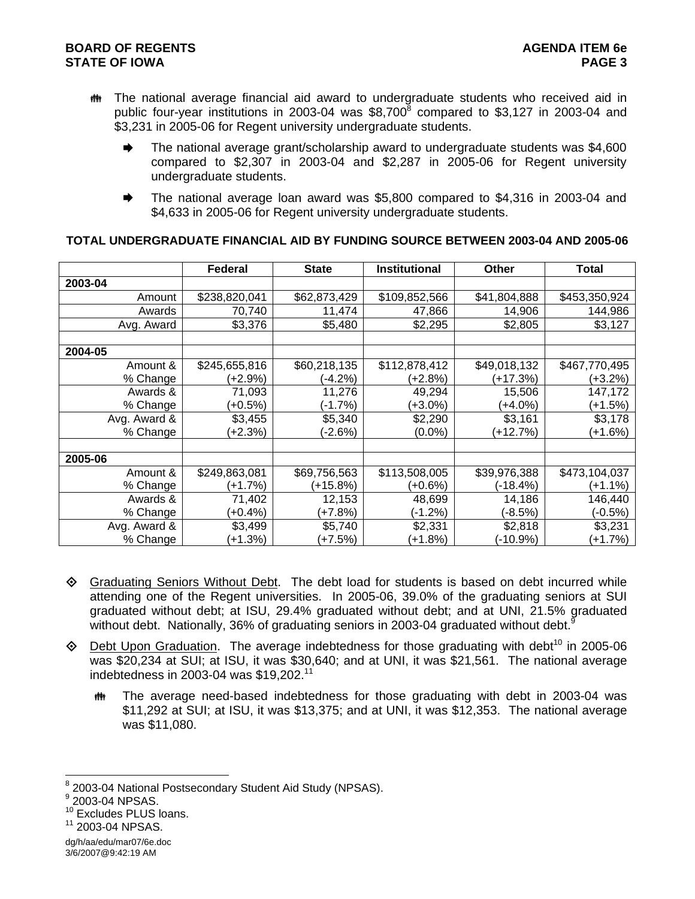- The national average financial aid award to undergraduate students who received aid in public four-year institutions in 2003-04 was $8,700[8] compared to $3,127 in 2003-04 and $3,231 in 2005-06 for Regent university undergraduate students.
  - The national average grant/scholarship award to undergraduate students was $4,600 compared to $2,307 in 2003-04 and $2,287 in 2005-06 for Regent university undergraduate students.
  - The national average loan award was $5,800 compared to $4,316 in 2003-04 and $4,633 in 2005-06 for Regent university undergraduate students.

**TOTAL UNDERGRADUATE FINANCIAL AID BY FUNDING SOURCE BETWEEN 2003-04 AND 2005-06**

| | Federal | State | Institutional | Other | Total |
|---|---|---|---|---|---|
| **2003-04** | | | | | |
| Amount | $238,820,041 | $62,873,429 | $109,852,566 | $41,804,888 | $453,350,924 |
| Awards | 70,740 | 11,474 | 47,866 | 14,906 | 144,986 |
| Avg. Award | $3,376 | $5,480 | $2,295 | $2,805 | $3,127 |
| | | | | | |
| **2004-05** | | | | | |
| Amount & % Change | $245,655,816 (+2.9%) | $60,218,135 (-4.2%) | $112,878,412 (+2.8%) | $49,018,132 (+17.3%) | $467,770,495 (+3.2%) |
| Awards & % Change | 71,093 (+0.5%) | 11,276 (-1.7%) | 49,294 (+3.0%) | 15,506 (+4.0%) | 147,172 (+1.5%) |
| Avg. Award & % Change | $3,455 (+2.3%) | $5,340 (-2.6%) | $2,290 (0.0%) | $3,161 (+12.7%) | $3,178 (+1.6%) |
| | | | | | |
| **2005-06** | | | | | |
| Amount & % Change | $249,863,081 (+1.7%) | $69,756,563 (+15.8%) | $113,508,005 (+0.6%) | $39,976,388 (-18.4%) | $473,104,037 (+1.1%) |
| Awards & % Change | 71,402 (+0.4%) | 12,153 (+7.8%) | 48,699 (-1.2%) | 14,186 (-8.5%) | 146,440 (-0.5%) |
| Avg. Award & % Change | $3,499 (+1.3%) | $5,740 (+7.5%) | $2,331 (+1.8%) | $2,818 (-10.9%) | $3,231 (+1.7%) |

- Graduating Seniors Without Debt. The debt load for students is based on debt incurred while attending one of the Regent universities. In 2005-06, 39.0% of the graduating seniors at SUI graduated without debt; at ISU, 29.4% graduated without debt; and at UNI, 21.5% graduated without debt. Nationally, 36% of graduating seniors in 2003-04 graduated without debt.[9]

- Debt Upon Graduation. The average indebtedness for those graduating with debt[10] in 2005-06 was $20,234 at SUI; at ISU, it was $30,640; and at UNI, it was $21,561. The national average indebtedness in 2003-04 was $19,202.[11]
  - The average need-based indebtedness for those graduating with debt in 2003-04 was $11,292 at SUI; at ISU, it was $13,375; and at UNI, it was $12,353. The national average was $11,080.

---

[8] 2003-04 National Postsecondary Student Aid Study (NPSAS).
[9] 2003-04 NPSAS.
[10] Excludes PLUS loans.
[11] 2003-04 NPSAS.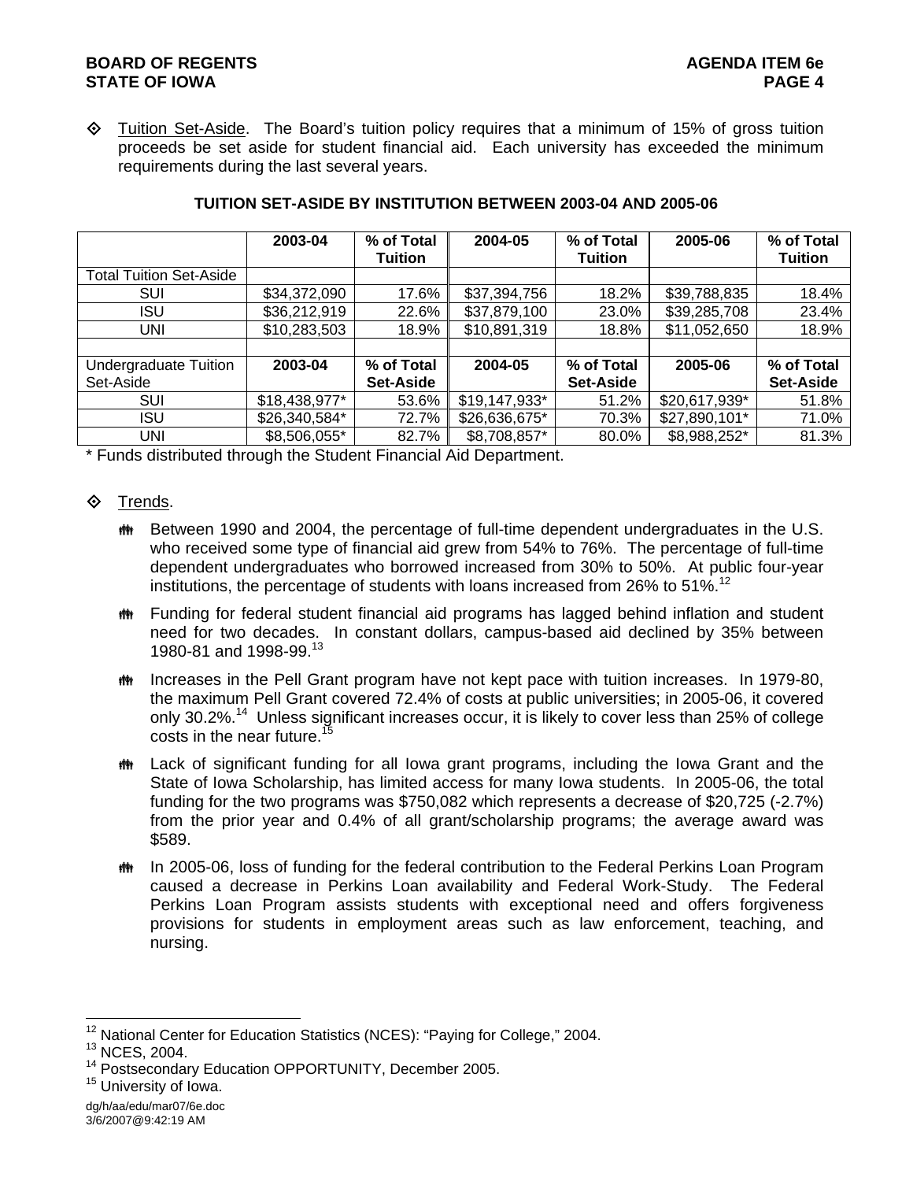- Tuition Set-Aside. The Board's tuition policy requires that a minimum of 15% of gross tuition proceeds be set aside for student financial aid. Each university has exceeded the minimum requirements during the last several years.

**TUITION SET-ASIDE BY INSTITUTION BETWEEN 2003-04 AND 2005-06**

| | 2003-04 | % of Total Tuition | 2004-05 | % of Total Tuition | 2005-06 | % of Total Tuition |
|---|---|---|---|---|---|---|
| Total Tuition Set-Aside | | | | | | |
| SUI | $34,372,090 | 17.6% | $37,394,756 | 18.2% | $39,788,835 | 18.4% |
| ISU | $36,212,919 | 22.6% | $37,879,100 | 23.0% | $39,285,708 | 23.4% |
| UNI | $10,283,503 | 18.9% | $10,891,319 | 18.8% | $11,052,650 | 18.9% |
| | | | | | | |
| Undergraduate Tuition Set-Aside | **2003-04** | **% of Total Set-Aside** | **2004-05** | **% of Total Set-Aside** | **2005-06** | **% of Total Set-Aside** |
| SUI | $18,438,977* | 53.6% | $19,147,933* | 51.2% | $20,617,939* | 51.8% |
| ISU | $26,340,584* | 72.7% | $26,636,675* | 70.3% | $27,890,101* | 71.0% |
| UNI | $8,506,055* | 82.7% | $8,708,857* | 80.0% | $8,988,252* | 81.3% |

* Funds distributed through the Student Financial Aid Department.

- Trends.
  - Between 1990 and 2004, the percentage of full-time dependent undergraduates in the U.S. who received some type of financial aid grew from 54% to 76%. The percentage of full-time dependent undergraduates who borrowed increased from 30% to 50%. At public four-year institutions, the percentage of students with loans increased from 26% to 51%.[12]
  - Funding for federal student financial aid programs has lagged behind inflation and student need for two decades. In constant dollars, campus-based aid declined by 35% between 1980-81 and 1998-99.[13]
  - Increases in the Pell Grant program have not kept pace with tuition increases. In 1979-80, the maximum Pell Grant covered 72.4% of costs at public universities; in 2005-06, it covered only 30.2%.[14] Unless significant increases occur, it is likely to cover less than 25% of college costs in the near future.[15]
  - Lack of significant funding for all Iowa grant programs, including the Iowa Grant and the State of Iowa Scholarship, has limited access for many Iowa students. In 2005-06, the total funding for the two programs was $750,082 which represents a decrease of $20,725 (-2.7%) from the prior year and 0.4% of all grant/scholarship programs; the average award was $589.
  - In 2005-06, loss of funding for the federal contribution to the Federal Perkins Loan Program caused a decrease in Perkins Loan availability and Federal Work-Study. The Federal Perkins Loan Program assists students with exceptional need and offers forgiveness provisions for students in employment areas such as law enforcement, teaching, and nursing.

---

[12] National Center for Education Statistics (NCES): "Paying for College," 2004.
[13] NCES, 2004.
[14] Postsecondary Education OPPORTUNITY, December 2005.
[15] University of Iowa.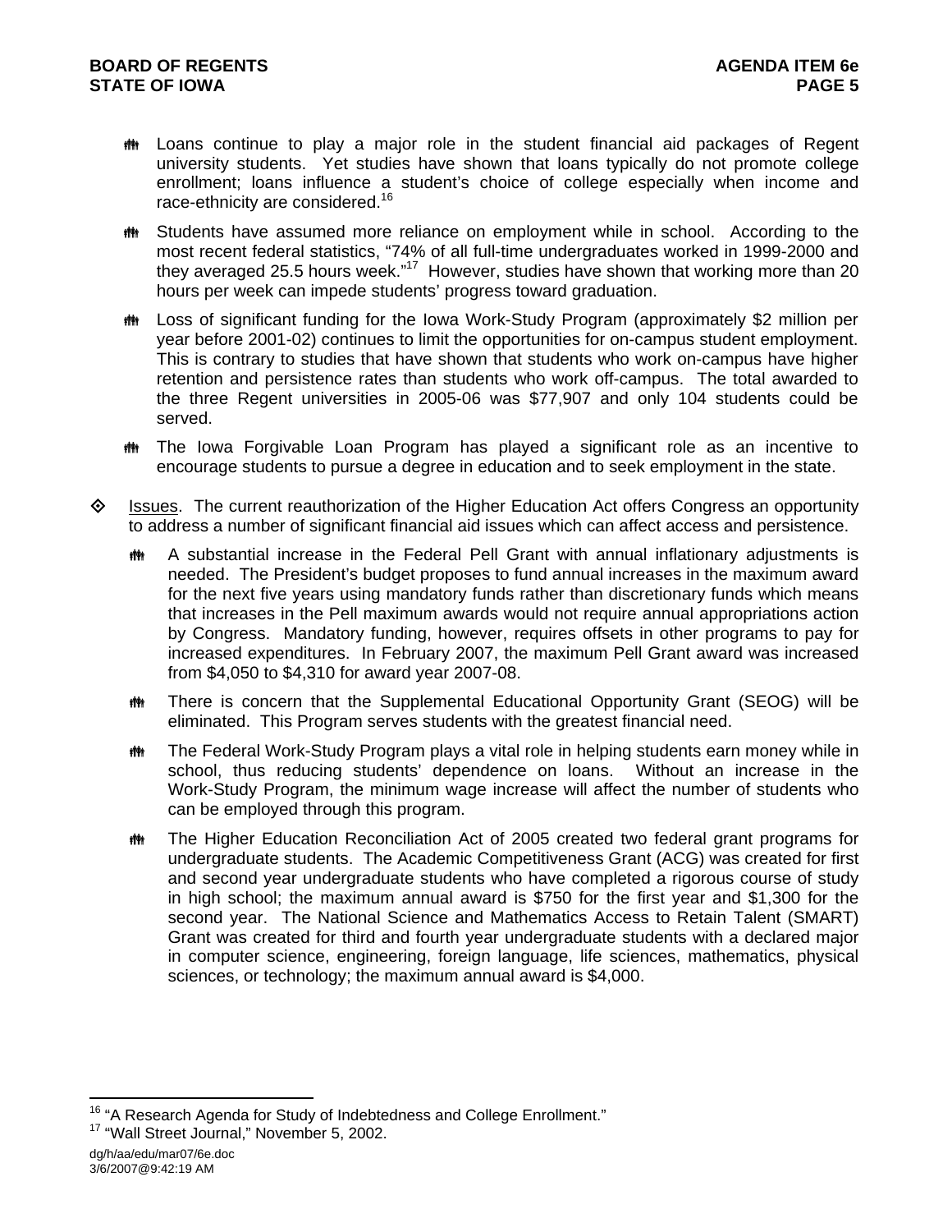- Loans continue to play a major role in the student financial aid packages of Regent university students. Yet studies have shown that loans typically do not promote college enrollment; loans influence a student's choice of college especially when income and race-ethnicity are considered.[16]

- Students have assumed more reliance on employment while in school. According to the most recent federal statistics, "74% of all full-time undergraduates worked in 1999-2000 and they averaged 25.5 hours week."[17] However, studies have shown that working more than 20 hours per week can impede students' progress toward graduation.

- Loss of significant funding for the Iowa Work-Study Program (approximately $2 million per year before 2001-02) continues to limit the opportunities for on-campus student employment. This is contrary to studies that have shown that students who work on-campus have higher retention and persistence rates than students who work off-campus. The total awarded to the three Regent universities in 2005-06 was $77,907 and only 104 students could be served.

- The Iowa Forgivable Loan Program has played a significant role as an incentive to encourage students to pursue a degree in education and to seek employment in the state.

◇ Issues. The current reauthorization of the Higher Education Act offers Congress an opportunity to address a number of significant financial aid issues which can affect access and persistence.

  - A substantial increase in the Federal Pell Grant with annual inflationary adjustments is needed. The President's budget proposes to fund annual increases in the maximum award for the next five years using mandatory funds rather than discretionary funds which means that increases in the Pell maximum awards would not require annual appropriations action by Congress. Mandatory funding, however, requires offsets in other programs to pay for increased expenditures. In February 2007, the maximum Pell Grant award was increased from $4,050 to $4,310 for award year 2007-08.

  - There is concern that the Supplemental Educational Opportunity Grant (SEOG) will be eliminated. This Program serves students with the greatest financial need.

  - The Federal Work-Study Program plays a vital role in helping students earn money while in school, thus reducing students' dependence on loans. Without an increase in the Work-Study Program, the minimum wage increase will affect the number of students who can be employed through this program.

  - The Higher Education Reconciliation Act of 2005 created two federal grant programs for undergraduate students. The Academic Competitiveness Grant (ACG) was created for first and second year undergraduate students who have completed a rigorous course of study in high school; the maximum annual award is $750 for the first year and $1,300 for the second year. The National Science and Mathematics Access to Retain Talent (SMART) Grant was created for third and fourth year undergraduate students with a declared major in computer science, engineering, foreign language, life sciences, mathematics, physical sciences, or technology; the maximum annual award is $4,000.

---

[16] "A Research Agenda for Study of Indebtedness and College Enrollment."
[17] "Wall Street Journal," November 5, 2002.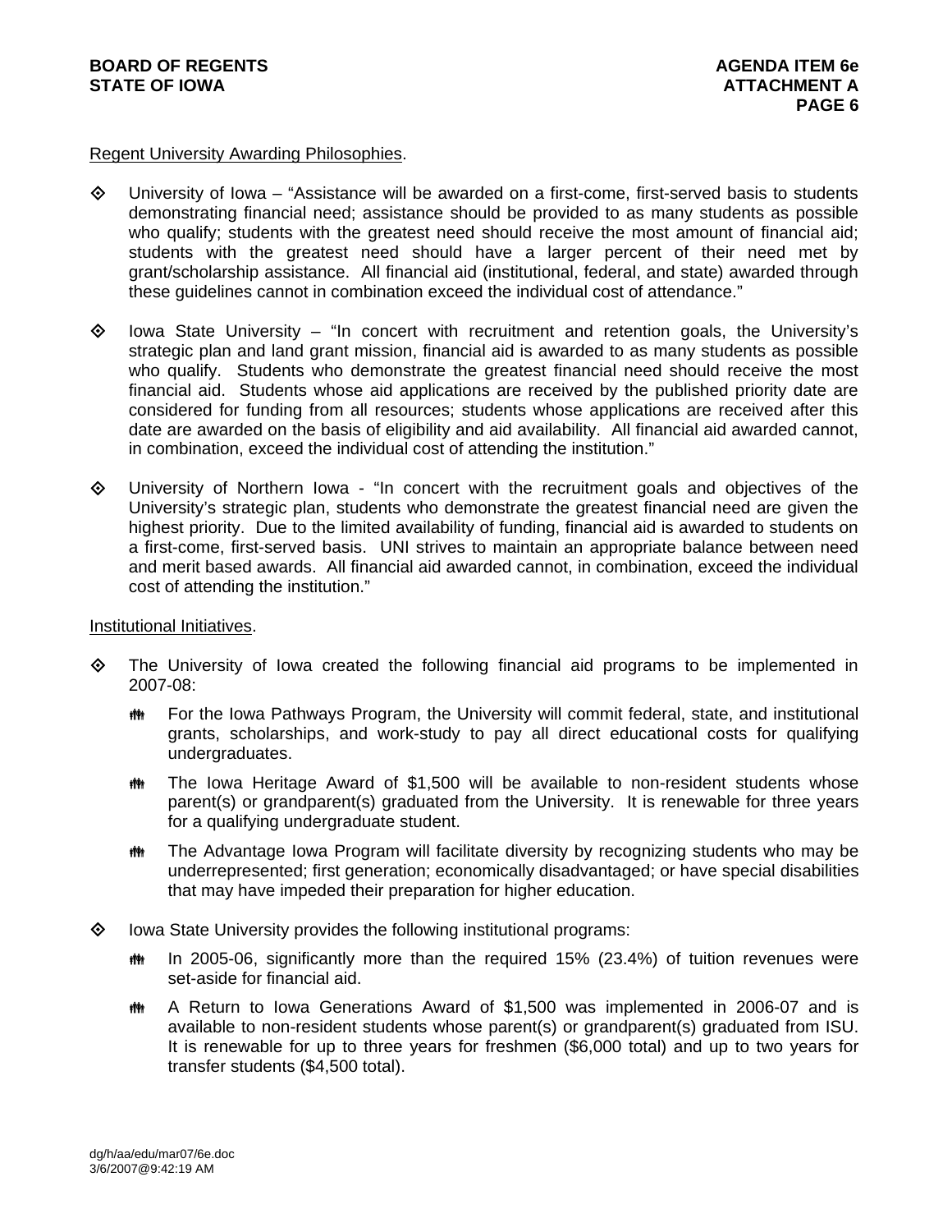Regent University Awarding Philosophies.

- University of Iowa – "Assistance will be awarded on a first-come, first-served basis to students demonstrating financial need; assistance should be provided to as many students as possible who qualify; students with the greatest need should receive the most amount of financial aid; students with the greatest need should have a larger percent of their need met by grant/scholarship assistance. All financial aid (institutional, federal, and state) awarded through these guidelines cannot in combination exceed the individual cost of attendance."

- Iowa State University – "In concert with recruitment and retention goals, the University's strategic plan and land grant mission, financial aid is awarded to as many students as possible who qualify. Students who demonstrate the greatest financial need should receive the most financial aid. Students whose aid applications are received by the published priority date are considered for funding from all resources; students whose applications are received after this date are awarded on the basis of eligibility and aid availability. All financial aid awarded cannot, in combination, exceed the individual cost of attending the institution."

- University of Northern Iowa - "In concert with the recruitment goals and objectives of the University's strategic plan, students who demonstrate the greatest financial need are given the highest priority. Due to the limited availability of funding, financial aid is awarded to students on a first-come, first-served basis. UNI strives to maintain an appropriate balance between need and merit based awards. All financial aid awarded cannot, in combination, exceed the individual cost of attending the institution."

Institutional Initiatives.

- The University of Iowa created the following financial aid programs to be implemented in 2007-08:
  - For the Iowa Pathways Program, the University will commit federal, state, and institutional grants, scholarships, and work-study to pay all direct educational costs for qualifying undergraduates.
  - The Iowa Heritage Award of $1,500 will be available to non-resident students whose parent(s) or grandparent(s) graduated from the University. It is renewable for three years for a qualifying undergraduate student.
  - The Advantage Iowa Program will facilitate diversity by recognizing students who may be underrepresented; first generation; economically disadvantaged; or have special disabilities that may have impeded their preparation for higher education.

- Iowa State University provides the following institutional programs:
  - In 2005-06, significantly more than the required 15% (23.4%) of tuition revenues were set-aside for financial aid.
  - A Return to Iowa Generations Award of $1,500 was implemented in 2006-07 and is available to non-resident students whose parent(s) or grandparent(s) graduated from ISU. It is renewable for up to three years for freshmen ($6,000 total) and up to two years for transfer students ($4,500 total).

dg/h/aa/edu/mar07/6e.doc
3/6/2007@9:42:19 AM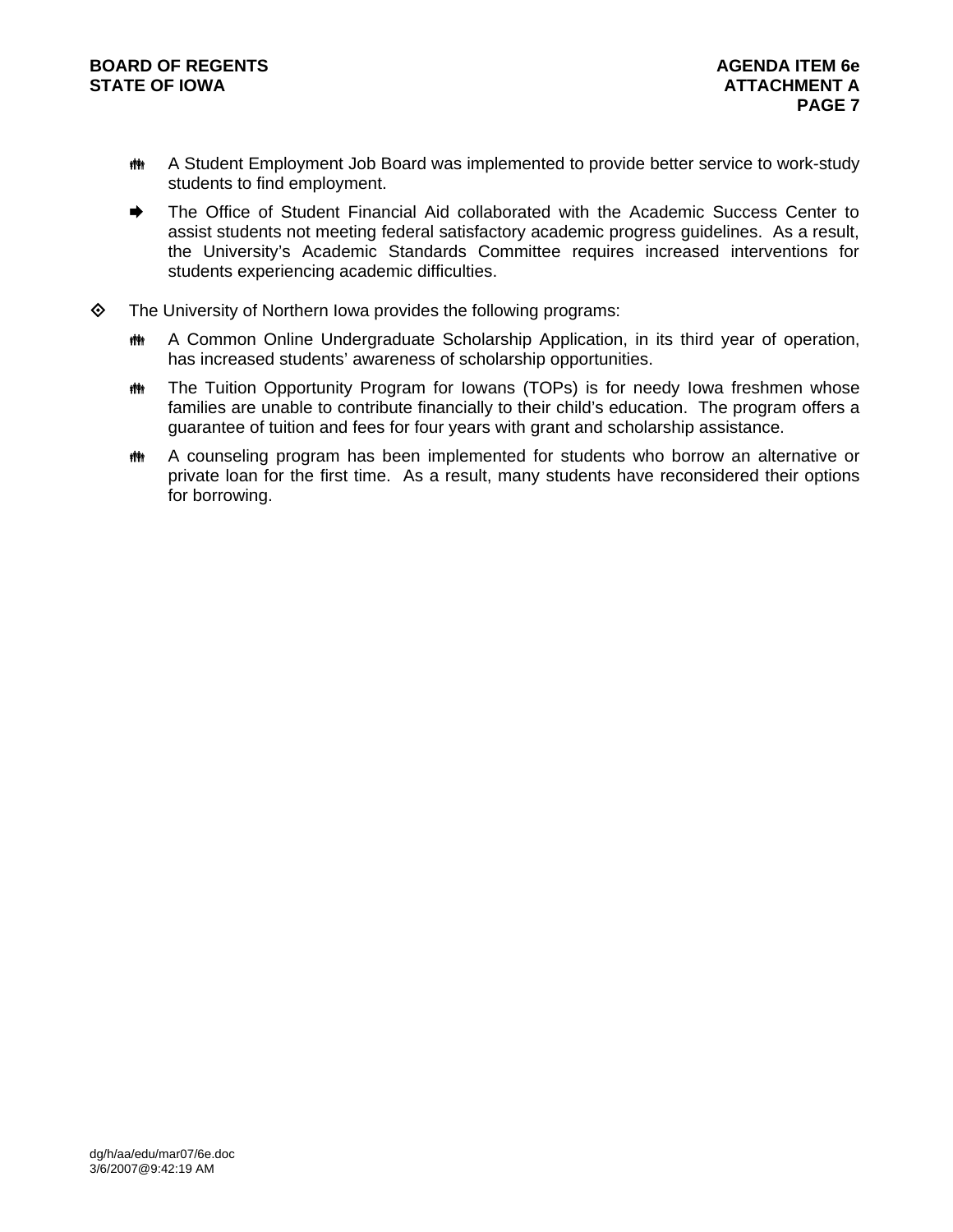- A Student Employment Job Board was implemented to provide better service to work-study students to find employment.
- The Office of Student Financial Aid collaborated with the Academic Success Center to assist students not meeting federal satisfactory academic progress guidelines. As a result, the University's Academic Standards Committee requires increased interventions for students experiencing academic difficulties.

- The University of Northern Iowa provides the following programs:
  - A Common Online Undergraduate Scholarship Application, in its third year of operation, has increased students' awareness of scholarship opportunities.
  - The Tuition Opportunity Program for Iowans (TOPs) is for needy Iowa freshmen whose families are unable to contribute financially to their child's education. The program offers a guarantee of tuition and fees for four years with grant and scholarship assistance.
  - A counseling program has been implemented for students who borrow an alternative or private loan for the first time. As a result, many students have reconsidered their options for borrowing.

dg/h/aa/edu/mar07/6e.doc
3/6/2007@9:42:19 AM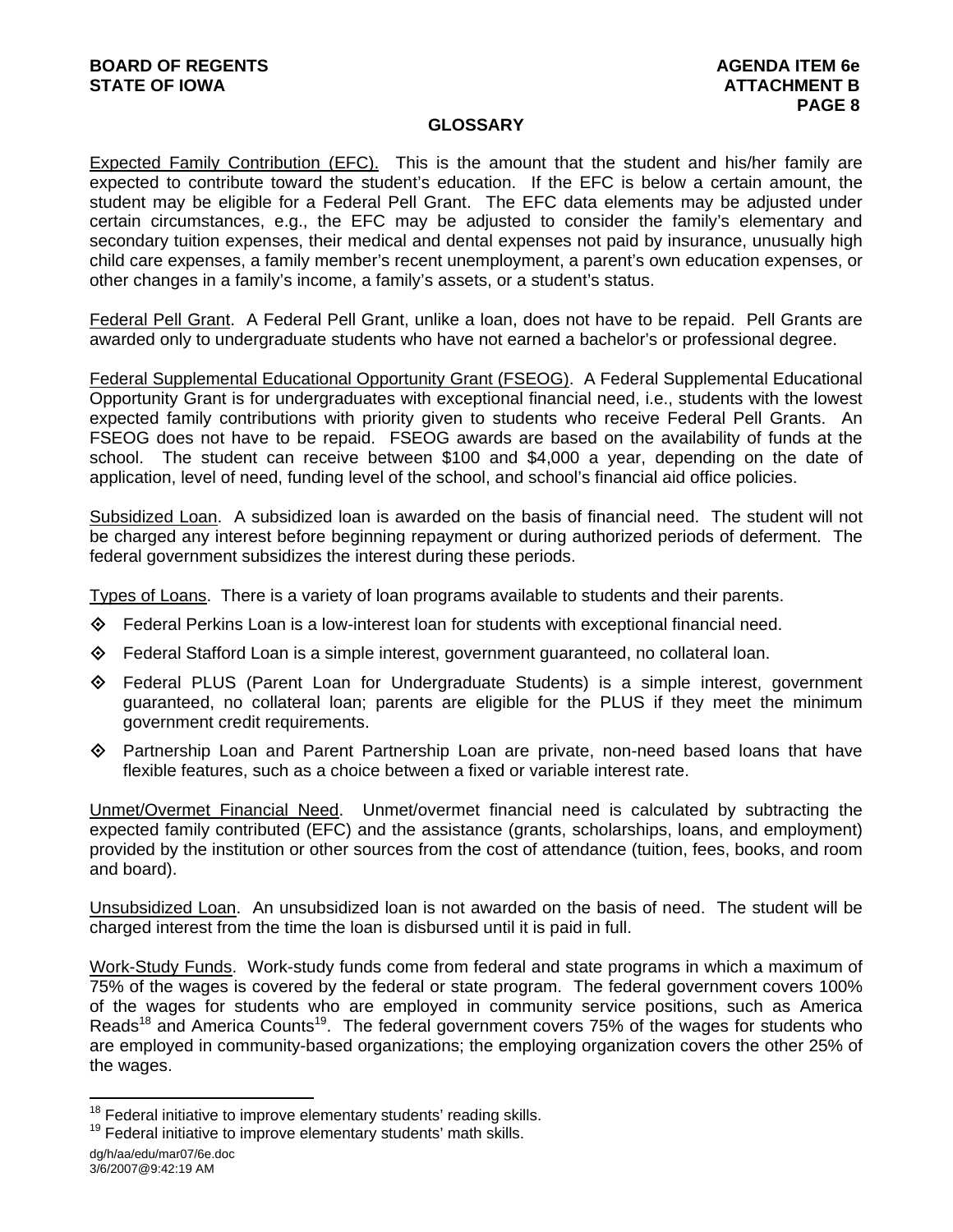## GLOSSARY

Expected Family Contribution (EFC). This is the amount that the student and his/her family are expected to contribute toward the student's education. If the EFC is below a certain amount, the student may be eligible for a Federal Pell Grant. The EFC data elements may be adjusted under certain circumstances, e.g., the EFC may be adjusted to consider the family's elementary and secondary tuition expenses, their medical and dental expenses not paid by insurance, unusually high child care expenses, a family member's recent unemployment, a parent's own education expenses, or other changes in a family's income, a family's assets, or a student's status.

Federal Pell Grant. A Federal Pell Grant, unlike a loan, does not have to be repaid. Pell Grants are awarded only to undergraduate students who have not earned a bachelor's or professional degree.

Federal Supplemental Educational Opportunity Grant (FSEOG). A Federal Supplemental Educational Opportunity Grant is for undergraduates with exceptional financial need, i.e., students with the lowest expected family contributions with priority given to students who receive Federal Pell Grants. An FSEOG does not have to be repaid. FSEOG awards are based on the availability of funds at the school. The student can receive between $100 and $4,000 a year, depending on the date of application, level of need, funding level of the school, and school's financial aid office policies.

Subsidized Loan. A subsidized loan is awarded on the basis of financial need. The student will not be charged any interest before beginning repayment or during authorized periods of deferment. The federal government subsidizes the interest during these periods.

Types of Loans. There is a variety of loan programs available to students and their parents.

- Federal Perkins Loan is a low-interest loan for students with exceptional financial need.
- Federal Stafford Loan is a simple interest, government guaranteed, no collateral loan.
- Federal PLUS (Parent Loan for Undergraduate Students) is a simple interest, government guaranteed, no collateral loan; parents are eligible for the PLUS if they meet the minimum government credit requirements.
- Partnership Loan and Parent Partnership Loan are private, non-need based loans that have flexible features, such as a choice between a fixed or variable interest rate.

Unmet/Overmet Financial Need. Unmet/overmet financial need is calculated by subtracting the expected family contributed (EFC) and the assistance (grants, scholarships, loans, and employment) provided by the institution or other sources from the cost of attendance (tuition, fees, books, and room and board).

Unsubsidized Loan. An unsubsidized loan is not awarded on the basis of need. The student will be charged interest from the time the loan is disbursed until it is paid in full.

Work-Study Funds. Work-study funds come from federal and state programs in which a maximum of 75% of the wages is covered by the federal or state program. The federal government covers 100% of the wages for students who are employed in community service positions, such as America Reads[18] and America Counts[19]. The federal government covers 75% of the wages for students who are employed in community-based organizations; the employing organization covers the other 25% of the wages.

[18] Federal initiative to improve elementary students' reading skills.

[19] Federal initiative to improve elementary students' math skills.

dg/h/aa/edu/mar07/6e.doc
3/6/2007@9:42:19 AM